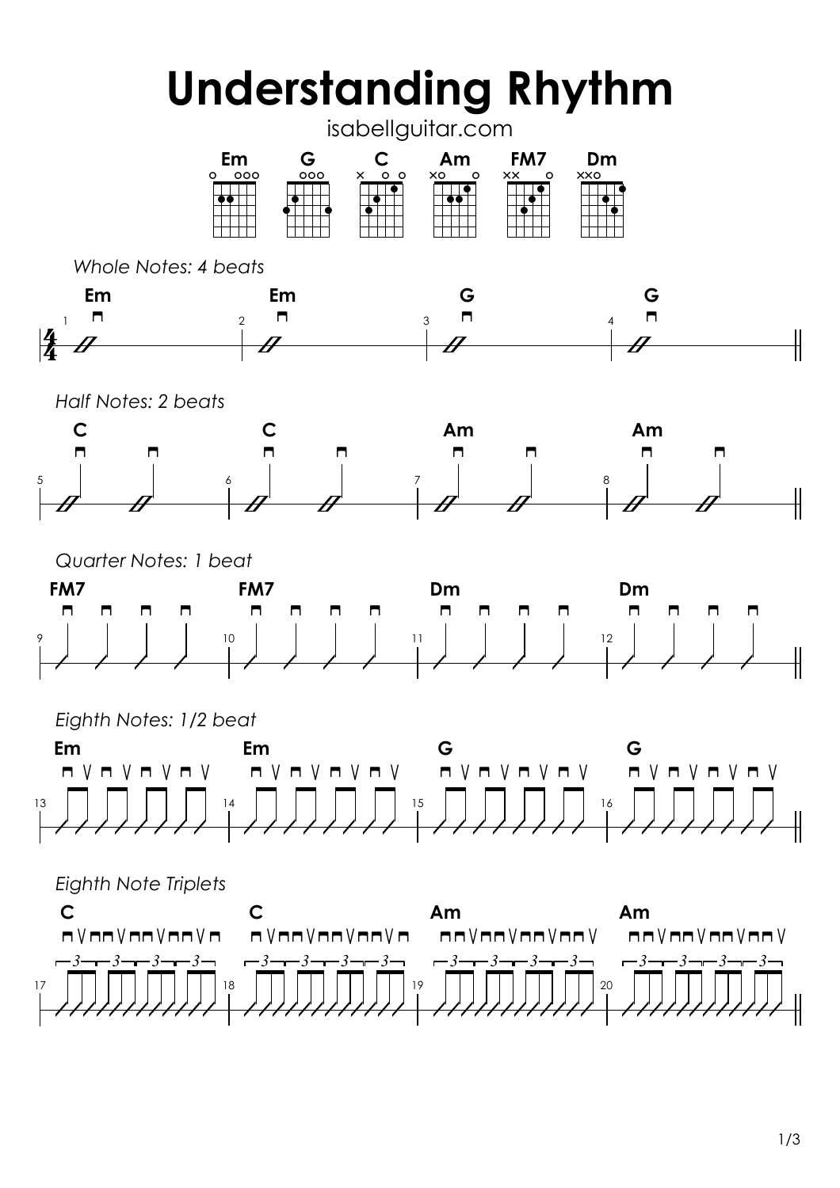# Understanding Rhythm

isabellguitar.com

Em G C Am FM7 Dm

*Whole Notes: 4 beats*

Em Em G G

*Half Notes: 2 beats*

C C Am Am

*Quarter Notes: 1 beat*

FM7 FM7 Dm Dm

*Eighth Notes: 1/2 beat*

Em Em G G

*Eighth Note Triplets*

C C Am Am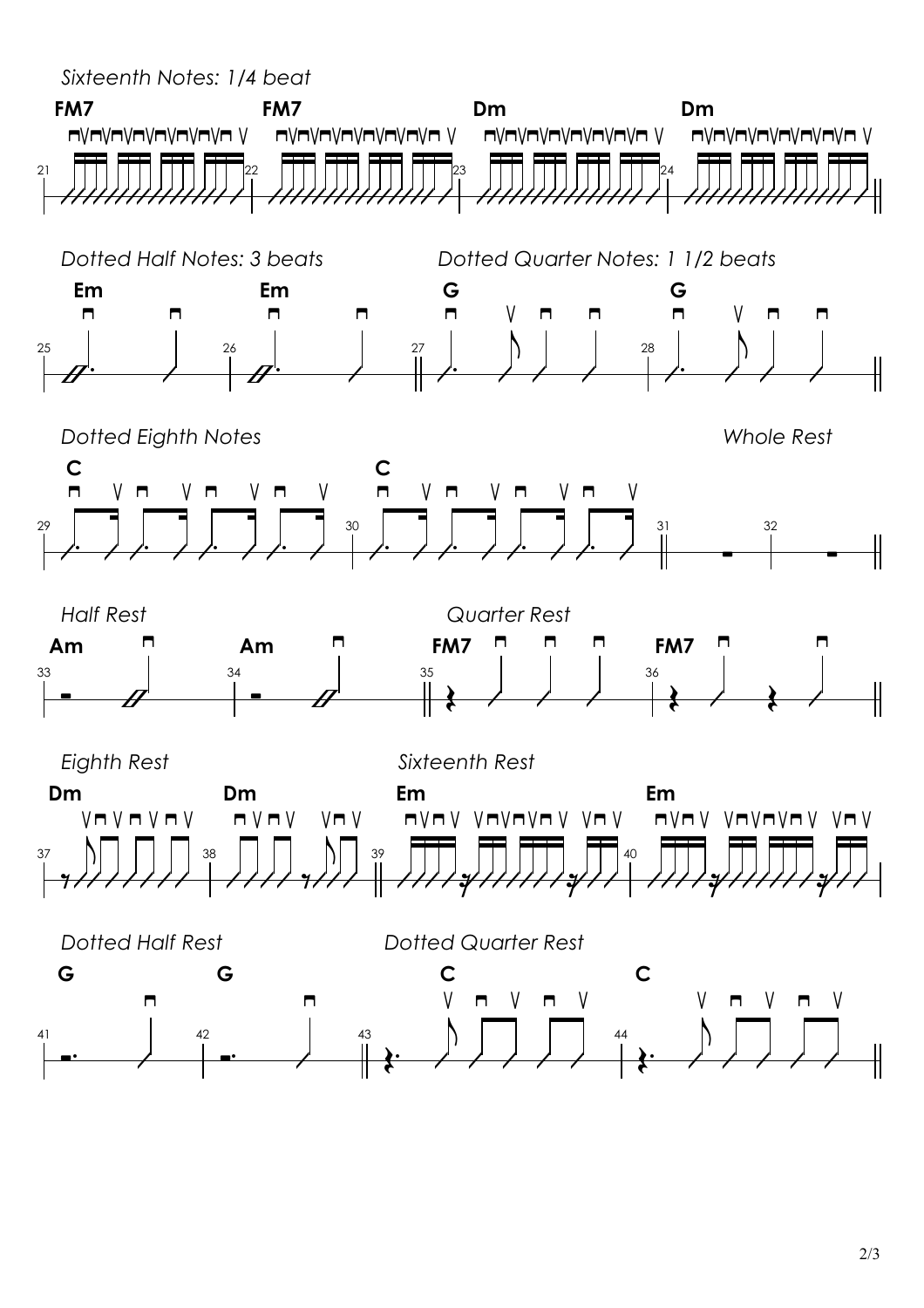*Sixteenth Notes: 1/4 beat*

**FM7** | **FM7** | **Dm** | **Dm**

*Dotted Half Notes: 3 beats*

**Em** | **Em**

*Dotted Quarter Notes: 1 1/2 beats*

**G** | **G**

*Dotted Eighth Notes*

**C** | **C**

*Whole Rest*

*Half Rest*

**Am** | **Am**

*Quarter Rest*

**FM7** | **FM7**

*Eighth Rest*

**Dm** | **Dm**

*Sixteenth Rest*

**Em** | **Em**

*Dotted Half Rest*

**G** | **G**

*Dotted Quarter Rest*

**C** | **C**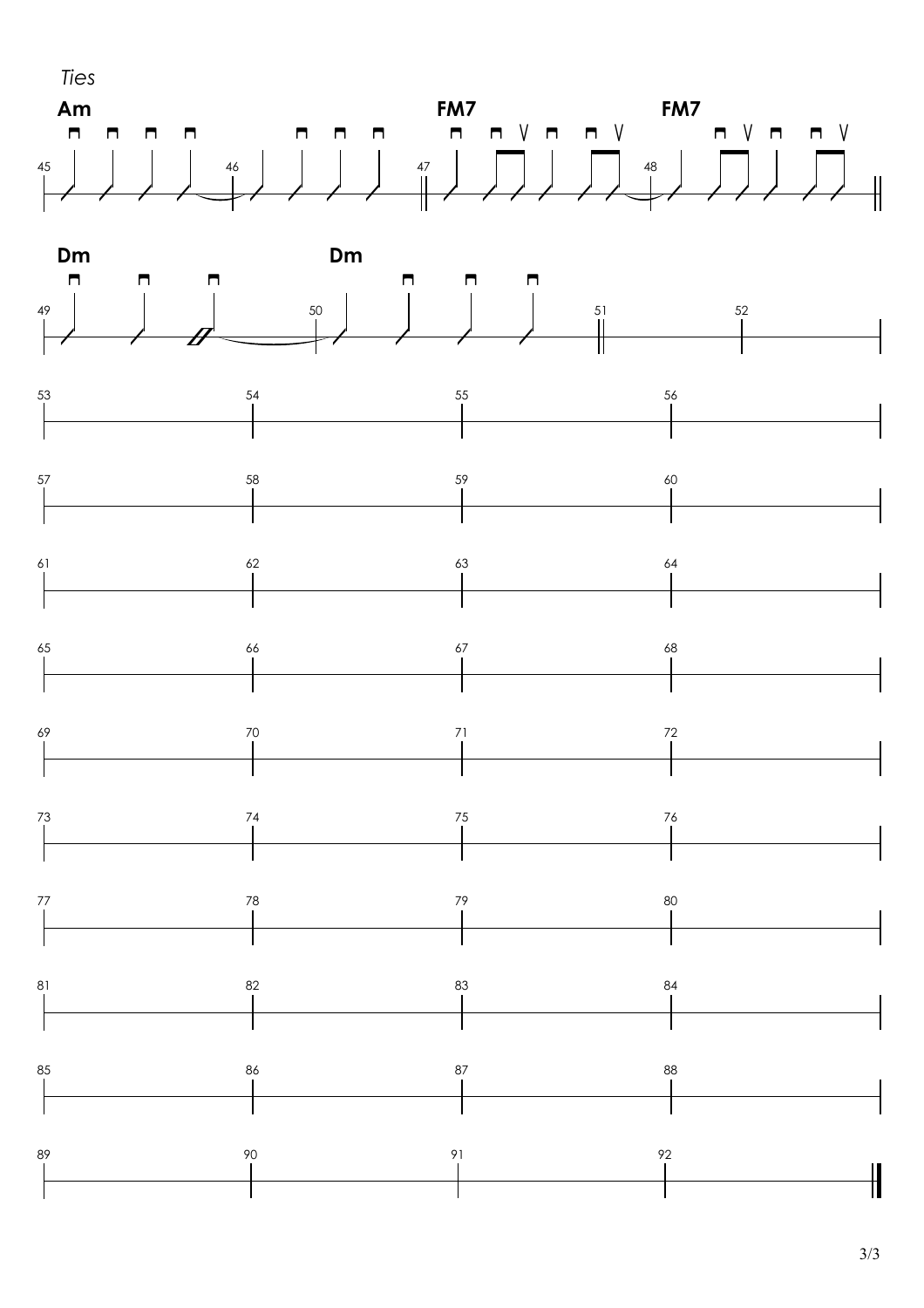*Ties*

Am

FM7

FM7

Dm

Dm